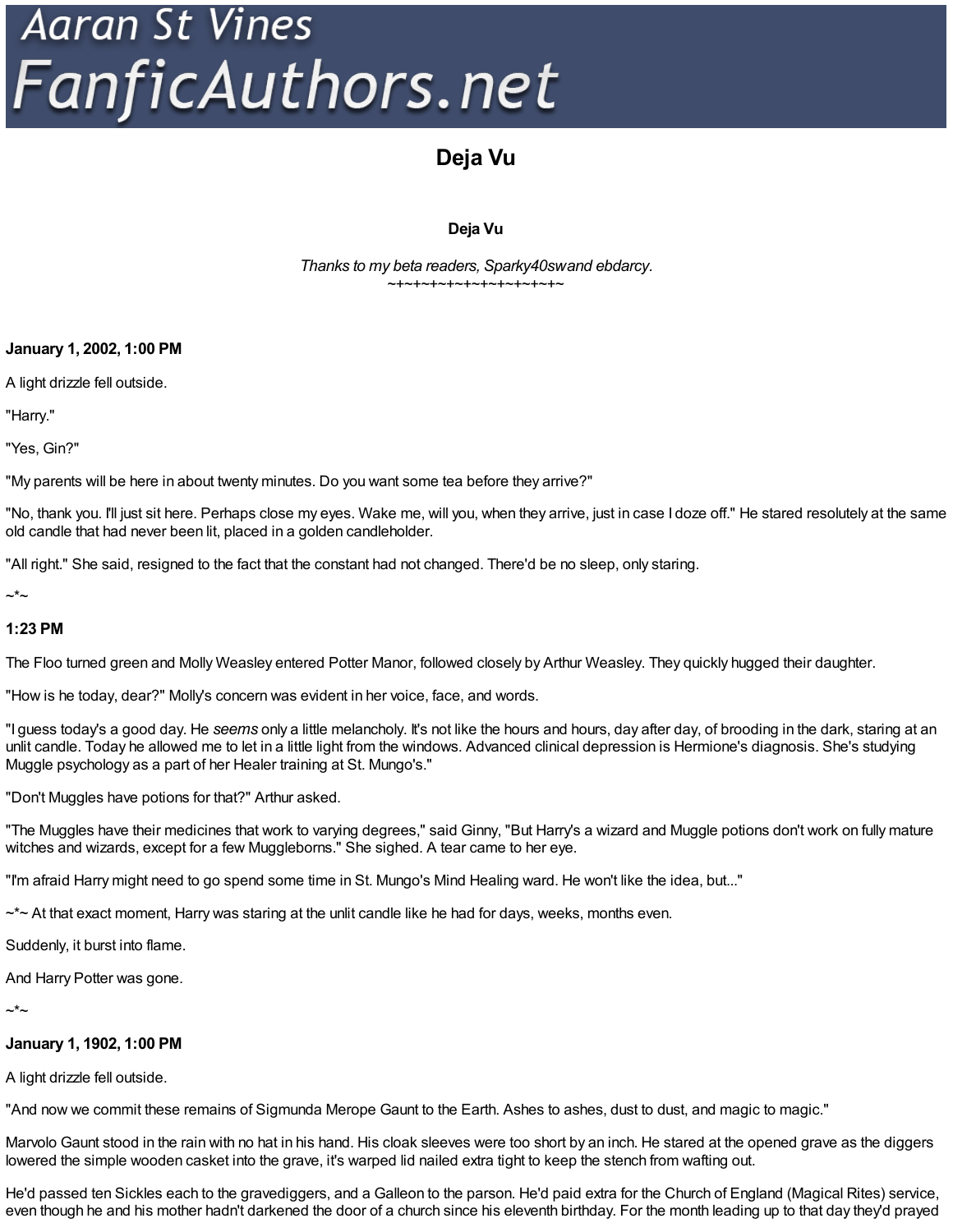# Deja Vu

**Deja Vu**

*Thanks to my beta readers, Sparky40swand ebdarcy.*
~+~+~+~+~+~+~+~+~+~+~

**January 1, 2002, 1:00 PM**

A light drizzle fell outside.

"Harry."

"Yes, Gin?"

"My parents will be here in about twenty minutes. Do you want some tea before they arrive?"

"No, thank you. I'll just sit here. Perhaps close my eyes. Wake me, will you, when they arrive, just in case I doze off." He stared resolutely at the same old candle that had never been lit, placed in a golden candleholder.

"All right." She said, resigned to the fact that the constant had not changed. There'd be no sleep, only staring.

~*~

**1:23 PM**

The Floo turned green and Molly Weasley entered Potter Manor, followed closely by Arthur Weasley. They quickly hugged their daughter.

"How is he today, dear?" Molly's concern was evident in her voice, face, and words.

"I guess today's a good day. He *seems* only a little melancholy. It's not like the hours and hours, day after day, of brooding in the dark, staring at an unlit candle. Today he allowed me to let in a little light from the windows. Advanced clinical depression is Hermione's diagnosis. She's studying Muggle psychology as a part of her Healer training at St. Mungo's."

"Don't Muggles have potions for that?" Arthur asked.

"The Muggles have their medicines that work to varying degrees," said Ginny, "But Harry's a wizard and Muggle potions don't work on fully mature witches and wizards, except for a few Muggleborns." She sighed. A tear came to her eye.

"I'm afraid Harry might need to go spend some time in St. Mungo's Mind Healing ward. He won't like the idea, but..."

~*~ At that exact moment, Harry was staring at the unlit candle like he had for days, weeks, months even.

Suddenly, it burst into flame.

And Harry Potter was gone.

~*~

**January 1, 1902, 1:00 PM**

A light drizzle fell outside.

"And now we commit these remains of Sigmunda Merope Gaunt to the Earth. Ashes to ashes, dust to dust, and magic to magic."

Marvolo Gaunt stood in the rain with no hat in his hand. His cloak sleeves were too short by an inch. He stared at the opened grave as the diggers lowered the simple wooden casket into the grave, it's warped lid nailed extra tight to keep the stench from wafting out.

He'd passed ten Sickles each to the gravediggers, and a Galleon to the parson. He'd paid extra for the Church of England (Magical Rites) service, even though he and his mother hadn't darkened the door of a church since his eleventh birthday. For the month leading up to that day they'd prayed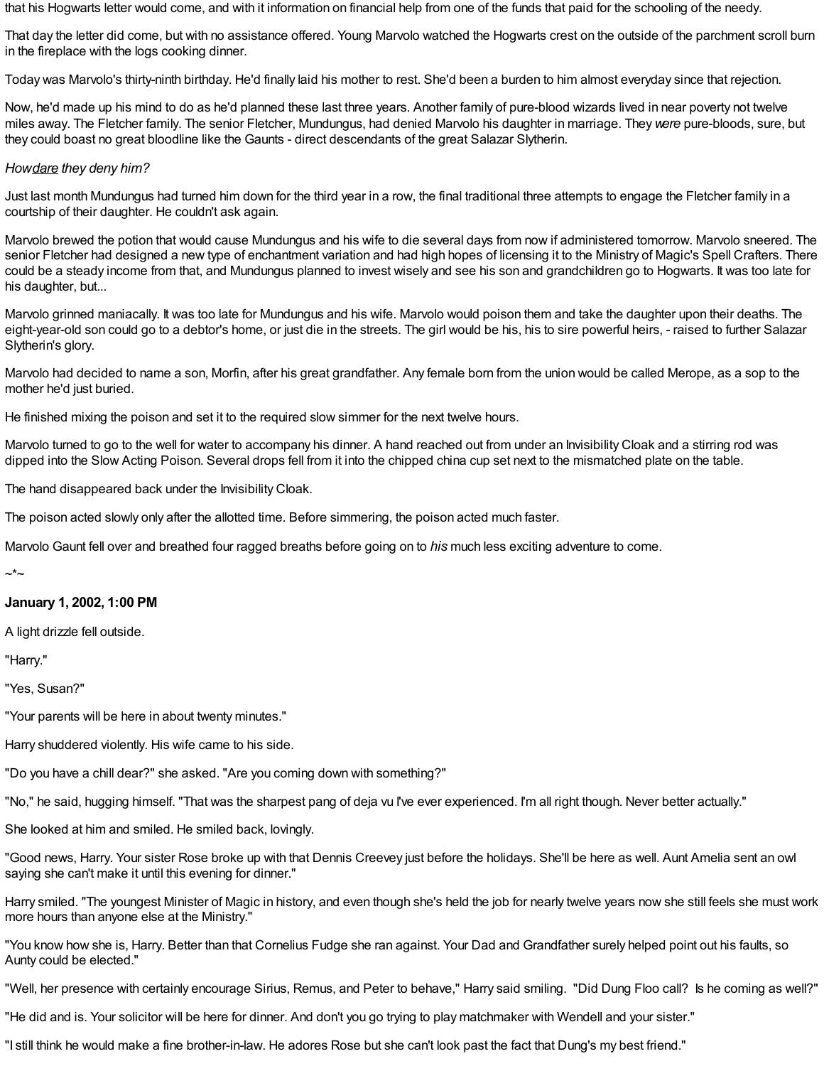that his Hogwarts letter would come, and with it information on financial help from one of the funds that paid for the schooling of the needy.

That day the letter did come, but with no assistance offered. Young Marvolo watched the Hogwarts crest on the outside of the parchment scroll burn in the fireplace with the logs cooking dinner.

Today was Marvolo's thirty-ninth birthday. He'd finally laid his mother to rest. She'd been a burden to him almost everyday since that rejection.

Now, he'd made up his mind to do as he'd planned these last three years. Another family of pure-blood wizards lived in near poverty not twelve miles away. The Fletcher family. The senior Fletcher, Mundungus, had denied Marvolo his daughter in marriage. They *were* pure-bloods, sure, but they could boast no great bloodline like the Gaunts - direct descendants of the great Salazar Slytherin.

*How dare they deny him?*

Just last month Mundungus had turned him down for the third year in a row, the final traditional three attempts to engage the Fletcher family in a courtship of their daughter. He couldn't ask again.

Marvolo brewed the potion that would cause Mundungus and his wife to die several days from now if administered tomorrow. Marvolo sneered. The senior Fletcher had designed a new type of enchantment variation and had high hopes of licensing it to the Ministry of Magic's Spell Crafters. There could be a steady income from that, and Mundungus planned to invest wisely and see his son and grandchildren go to Hogwarts. It was too late for his daughter, but...

Marvolo grinned maniacally. It was too late for Mundungus and his wife. Marvolo would poison them and take the daughter upon their deaths. The eight-year-old son could go to a debtor's home, or just die in the streets. The girl would be his, his to sire powerful heirs, - raised to further Salazar Slytherin's glory.

Marvolo had decided to name a son, Morfin, after his great grandfather. Any female born from the union would be called Merope, as a sop to the mother he'd just buried.

He finished mixing the poison and set it to the required slow simmer for the next twelve hours.

Marvolo turned to go to the well for water to accompany his dinner. A hand reached out from under an Invisibility Cloak and a stirring rod was dipped into the Slow Acting Poison. Several drops fell from it into the chipped china cup set next to the mismatched plate on the table.

The hand disappeared back under the Invisibility Cloak.

The poison acted slowly only after the allotted time. Before simmering, the poison acted much faster.

Marvolo Gaunt fell over and breathed four ragged breaths before going on to *his* much less exciting adventure to come.

~*~

**January 1, 2002, 1:00 PM**

A light drizzle fell outside.

"Harry."

"Yes, Susan?"

"Your parents will be here in about twenty minutes."

Harry shuddered violently. His wife came to his side.

"Do you have a chill dear?" she asked. "Are you coming down with something?"

"No," he said, hugging himself. "That was the sharpest pang of deja vu I've ever experienced. I'm all right though. Never better actually."

She looked at him and smiled. He smiled back, lovingly.

"Good news, Harry. Your sister Rose broke up with that Dennis Creevey just before the holidays. She'll be here as well. Aunt Amelia sent an owl saying she can't make it until this evening for dinner."

Harry smiled. "The youngest Minister of Magic in history, and even though she's held the job for nearly twelve years now she still feels she must work more hours than anyone else at the Ministry."

"You know how she is, Harry. Better than that Cornelius Fudge she ran against. Your Dad and Grandfather surely helped point out his faults, so Aunty could be elected."

"Well, her presence with certainly encourage Sirius, Remus, and Peter to behave," Harry said smiling. "Did Dung Floo call? Is he coming as well?"

"He did and is. Your solicitor will be here for dinner. And don't you go trying to play matchmaker with Wendell and your sister."

"I still think he would make a fine brother-in-law. He adores Rose but she can't look past the fact that Dung's my best friend."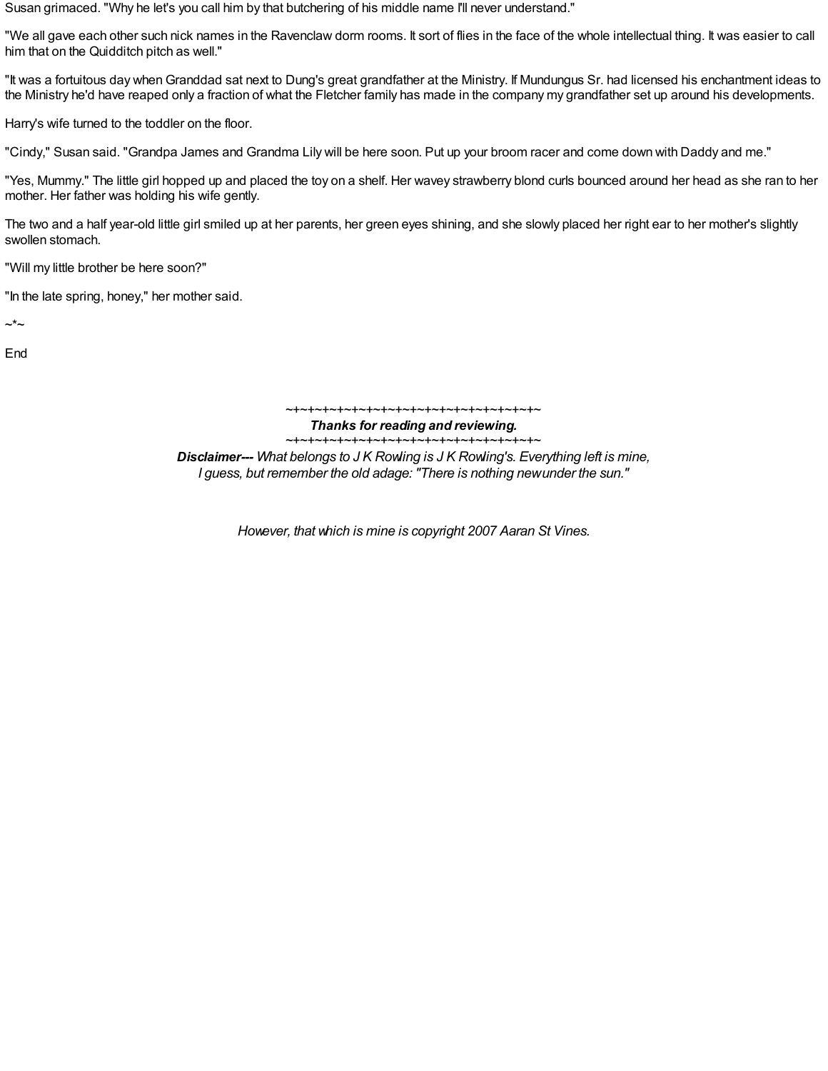Susan grimaced. "Why he let's you call him by that butchering of his middle name I'll never understand."

"We all gave each other such nick names in the Ravenclaw dorm rooms. It sort of flies in the face of the whole intellectual thing. It was easier to call him that on the Quidditch pitch as well."

"It was a fortuitous day when Granddad sat next to Dung's great grandfather at the Ministry. If Mundungus Sr. had licensed his enchantment ideas to the Ministry he'd have reaped only a fraction of what the Fletcher family has made in the company my grandfather set up around his developments.

Harry's wife turned to the toddler on the floor.

"Cindy," Susan said. "Grandpa James and Grandma Lily will be here soon. Put up your broom racer and come down with Daddy and me."

"Yes, Mummy." The little girl hopped up and placed the toy on a shelf. Her wavey strawberry blond curls bounced around her head as she ran to her mother. Her father was holding his wife gently.

The two and a half year-old little girl smiled up at her parents, her green eyes shining, and she slowly placed her right ear to her mother's slightly swollen stomach.

"Will my little brother be here soon?"

"In the late spring, honey," her mother said.

~*~

End

~+~+~+~+~+~+~+~+~+~+~+~+~+~+~+~+~+~+~

***Thanks for reading and reviewing.***

~+~+~+~+~+~+~+~+~+~+~+~+~+~+~+~+~+~+~

***Disclaimer---*** *What belongs to J K Rowling is J K Rowling's. Everything left is mine, I guess, but remember the old adage: "There is nothing new under the sun."*

*However, that which is mine is copyright 2007 Aaran St Vines.*